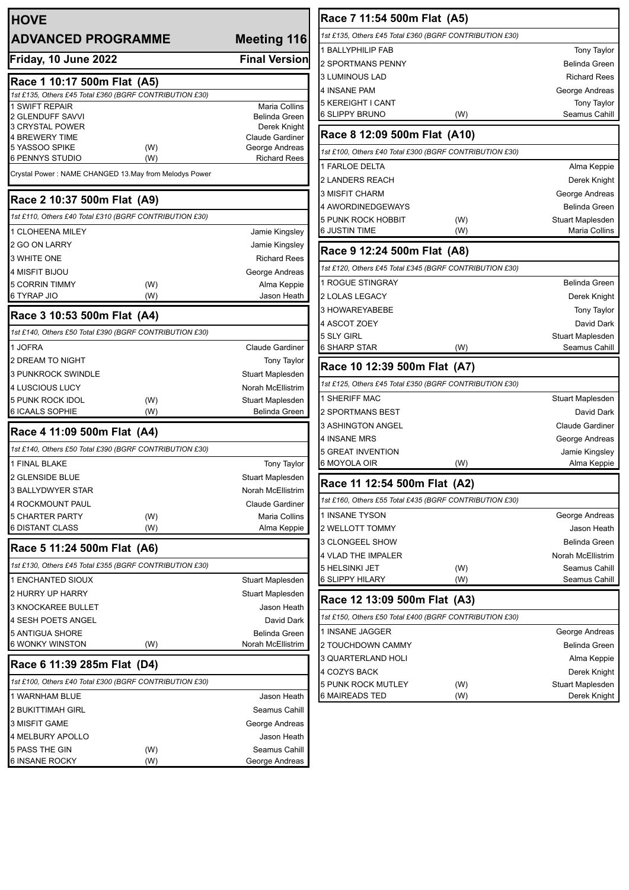# HOVE

## ADVANCED PROGRAMME — Meeting 116

**Friday, 10 June 2022** — **Final Version**

### Race 1 10:17 500m Flat (A5)

*1st £135, Others £45 Total £360 (BGRF CONTRIBUTION £30)*

| | | |
|---|---|---|
| 1 SWIFT REPAIR | | Maria Collins |
| 2 GLENDUFF SAVVI | | Belinda Green |
| 3 CRYSTAL POWER | | Derek Knight |
| 4 BREWERY TIME | | Claude Gardiner |
| 5 YASSOO SPIKE | (W) | George Andreas |
| 6 PENNYS STUDIO | (W) | Richard Rees |

Crystal Power : NAME CHANGED 13.May from Melodys Power

### Race 2 10:37 500m Flat (A9)

*1st £110, Others £40 Total £310 (BGRF CONTRIBUTION £30)*

| | | |
|---|---|---|
| 1 CLOHEENA MILEY | | Jamie Kingsley |
| 2 GO ON LARRY | | Jamie Kingsley |
| 3 WHITE ONE | | Richard Rees |
| 4 MISFIT BIJOU | | George Andreas |
| 5 CORRIN TIMMY | (W) | Alma Keppie |
| 6 TYRAP JIO | (W) | Jason Heath |

### Race 3 10:53 500m Flat (A4)

*1st £140, Others £50 Total £390 (BGRF CONTRIBUTION £30)*

| | | |
|---|---|---|
| 1 JOFRA | | Claude Gardiner |
| 2 DREAM TO NIGHT | | Tony Taylor |
| 3 PUNKROCK SWINDLE | | Stuart Maplesden |
| 4 LUSCIOUS LUCY | | Norah McEllistrim |
| 5 PUNK ROCK IDOL | (W) | Stuart Maplesden |
| 6 ICAALS SOPHIE | (W) | Belinda Green |

### Race 4 11:09 500m Flat (A4)

*1st £140, Others £50 Total £390 (BGRF CONTRIBUTION £30)*

| | | |
|---|---|---|
| 1 FINAL BLAKE | | Tony Taylor |
| 2 GLENSIDE BLUE | | Stuart Maplesden |
| 3 BALLYDWYER STAR | | Norah McEllistrim |
| 4 ROCKMOUNT PAUL | | Claude Gardiner |
| 5 CHARTER PARTY | (W) | Maria Collins |
| 6 DISTANT CLASS | (W) | Alma Keppie |

### Race 5 11:24 500m Flat (A6)

*1st £130, Others £45 Total £355 (BGRF CONTRIBUTION £30)*

| | | |
|---|---|---|
| 1 ENCHANTED SIOUX | | Stuart Maplesden |
| 2 HURRY UP HARRY | | Stuart Maplesden |
| 3 KNOCKAREE BULLET | | Jason Heath |
| 4 SESH POETS ANGEL | | David Dark |
| 5 ANTIGUA SHORE | | Belinda Green |
| 6 WONKY WINSTON | (W) | Norah McEllistrim |

### Race 6 11:39 285m Flat (D4)

*1st £100, Others £40 Total £300 (BGRF CONTRIBUTION £30)*

| | | |
|---|---|---|
| 1 WARNHAM BLUE | | Jason Heath |
| 2 BUKITTIMAH GIRL | | Seamus Cahill |
| 3 MISFIT GAME | | George Andreas |
| 4 MELBURY APOLLO | | Jason Heath |
| 5 PASS THE GIN | (W) | Seamus Cahill |
| 6 INSANE ROCKY | (W) | George Andreas |

### Race 7 11:54 500m Flat (A5)

*1st £135, Others £45 Total £360 (BGRF CONTRIBUTION £30)*

| | | |
|---|---|---|
| 1 BALLYPHILIP FAB | | Tony Taylor |
| 2 SPORTMANS PENNY | | Belinda Green |
| 3 LUMINOUS LAD | | Richard Rees |
| 4 INSANE PAM | | George Andreas |
| 5 KEREIGHT I CANT | | Tony Taylor |
| 6 SLIPPY BRUNO | (W) | Seamus Cahill |

### Race 8 12:09 500m Flat (A10)

*1st £100, Others £40 Total £300 (BGRF CONTRIBUTION £30)*

| | | |
|---|---|---|
| 1 FARLOE DELTA | | Alma Keppie |
| 2 LANDERS REACH | | Derek Knight |
| 3 MISFIT CHARM | | George Andreas |
| 4 AWORDINEDGEWAYS | | Belinda Green |
| 5 PUNK ROCK HOBBIT | (W) | Stuart Maplesden |
| 6 JUSTIN TIME | (W) | Maria Collins |

### Race 9 12:24 500m Flat (A8)

*1st £120, Others £45 Total £345 (BGRF CONTRIBUTION £30)*

| | | |
|---|---|---|
| 1 ROGUE STINGRAY | | Belinda Green |
| 2 LOLAS LEGACY | | Derek Knight |
| 3 HOWAREYABEBE | | Tony Taylor |
| 4 ASCOT ZOEY | | David Dark |
| 5 SLY GIRL | | Stuart Maplesden |
| 6 SHARP STAR | (W) | Seamus Cahill |

### Race 10 12:39 500m Flat (A7)

*1st £125, Others £45 Total £350 (BGRF CONTRIBUTION £30)*

| | | |
|---|---|---|
| 1 SHERIFF MAC | | Stuart Maplesden |
| 2 SPORTSMANS BEST | | David Dark |
| 3 ASHINGTON ANGEL | | Claude Gardiner |
| 4 INSANE MRS | | George Andreas |
| 5 GREAT INVENTION | | Jamie Kingsley |
| 6 MOYOLA OIR | (W) | Alma Keppie |

### Race 11 12:54 500m Flat (A2)

*1st £160, Others £55 Total £435 (BGRF CONTRIBUTION £30)*

| | | |
|---|---|---|
| 1 INSANE TYSON | | George Andreas |
| 2 WELLOTT TOMMY | | Jason Heath |
| 3 CLONGEEL SHOW | | Belinda Green |
| 4 VLAD THE IMPALER | | Norah McEllistrim |
| 5 HELSINKI JET | (W) | Seamus Cahill |
| 6 SLIPPY HILARY | (W) | Seamus Cahill |

### Race 12 13:09 500m Flat (A3)

*1st £150, Others £50 Total £400 (BGRF CONTRIBUTION £30)*

| | | |
|---|---|---|
| 1 INSANE JAGGER | | George Andreas |
| 2 TOUCHDOWN CAMMY | | Belinda Green |
| 3 QUARTERLAND HOLI | | Alma Keppie |
| 4 COZYS BACK | | Derek Knight |
| 5 PUNK ROCK MUTLEY | (W) | Stuart Maplesden |
| 6 MAIREADS TED | (W) | Derek Knight |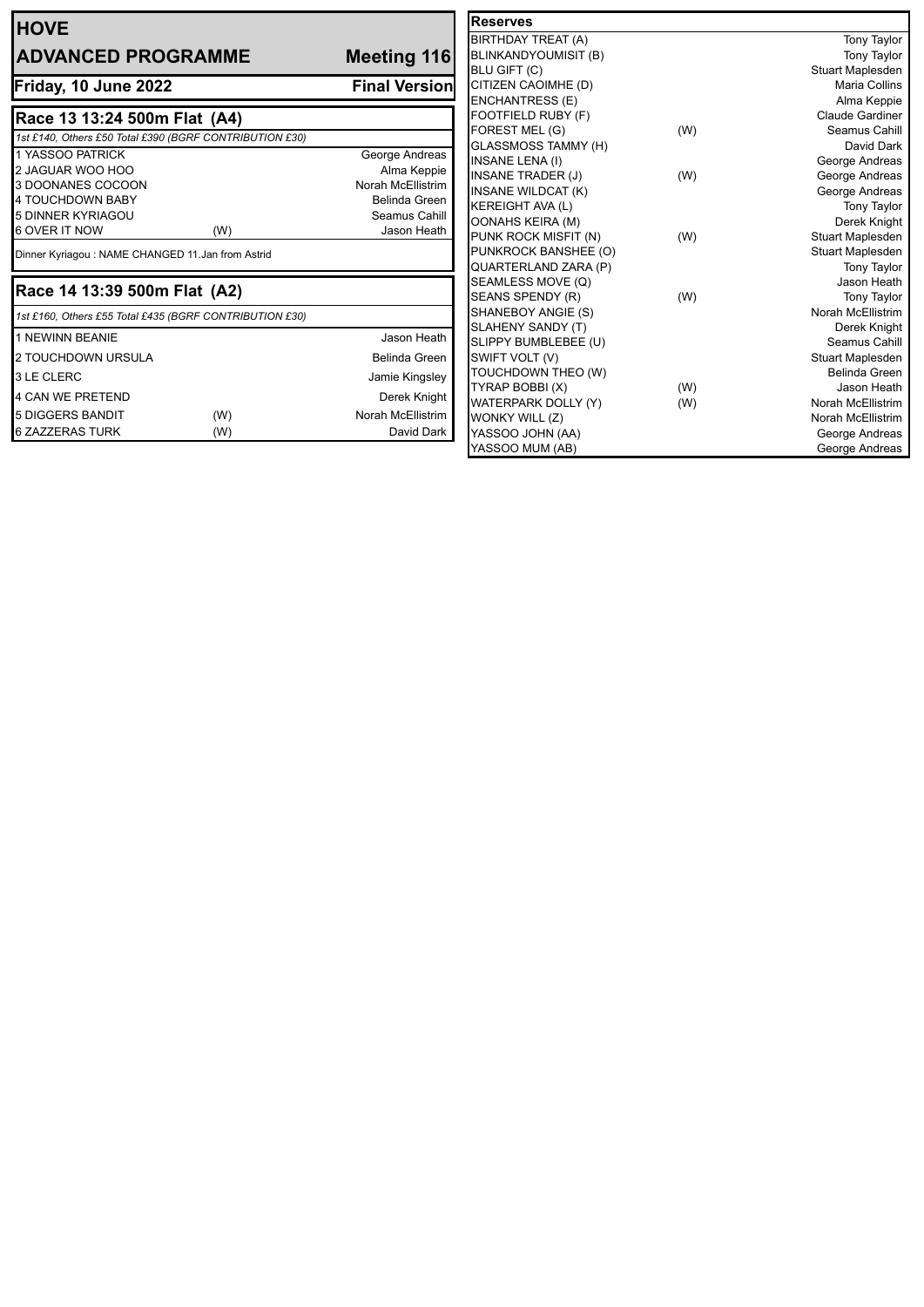# HOVE

## ADVANCED PROGRAMME — Meeting 116

**Friday, 10 June 2022** — **Final Version**

### Race 13 13:24 500m Flat (A4)

*1st £140, Others £50 Total £390 (BGRF CONTRIBUTION £30)*

| | | |
|---|---|---|
| 1 YASSOO PATRICK | | George Andreas |
| 2 JAGUAR WOO HOO | | Alma Keppie |
| 3 DOONANES COCOON | | Norah McEllistrim |
| 4 TOUCHDOWN BABY | | Belinda Green |
| 5 DINNER KYRIAGOU | | Seamus Cahill |
| 6 OVER IT NOW | (W) | Jason Heath |

Dinner Kyriagou : NAME CHANGED 11.Jan from Astrid

### Race 14 13:39 500m Flat (A2)

*1st £160, Others £55 Total £435 (BGRF CONTRIBUTION £30)*

| | | |
|---|---|---|
| 1 NEWINN BEANIE | | Jason Heath |
| 2 TOUCHDOWN URSULA | | Belinda Green |
| 3 LE CLERC | | Jamie Kingsley |
| 4 CAN WE PRETEND | | Derek Knight |
| 5 DIGGERS BANDIT | (W) | Norah McEllistrim |
| 6 ZAZZERAS TURK | (W) | David Dark |

### Reserves

| | | |
|---|---|---|
| BIRTHDAY TREAT (A) | | Tony Taylor |
| BLINKANDYOUMISIT (B) | | Tony Taylor |
| BLU GIFT (C) | | Stuart Maplesden |
| CITIZEN CAOIMHE (D) | | Maria Collins |
| ENCHANTRESS (E) | | Alma Keppie |
| FOOTFIELD RUBY (F) | | Claude Gardiner |
| FOREST MEL (G) | (W) | Seamus Cahill |
| GLASSMOSS TAMMY (H) | | David Dark |
| INSANE LENA (I) | | George Andreas |
| INSANE TRADER (J) | (W) | George Andreas |
| INSANE WILDCAT (K) | | George Andreas |
| KEREIGHT AVA (L) | | Tony Taylor |
| OONAHS KEIRA (M) | | Derek Knight |
| PUNK ROCK MISFIT (N) | (W) | Stuart Maplesden |
| PUNKROCK BANSHEE (O) | | Stuart Maplesden |
| QUARTERLAND ZARA (P) | | Tony Taylor |
| SEAMLESS MOVE (Q) | | Jason Heath |
| SEANS SPENDY (R) | (W) | Tony Taylor |
| SHANEBOY ANGIE (S) | | Norah McEllistrim |
| SLAHENY SANDY (T) | | Derek Knight |
| SLIPPY BUMBLEBEE (U) | | Seamus Cahill |
| SWIFT VOLT (V) | | Stuart Maplesden |
| TOUCHDOWN THEO (W) | | Belinda Green |
| TYRAP BOBBI (X) | (W) | Jason Heath |
| WATERPARK DOLLY (Y) | (W) | Norah McEllistrim |
| WONKY WILL (Z) | | Norah McEllistrim |
| YASSOO JOHN (AA) | | George Andreas |
| YASSOO MUM (AB) | | George Andreas |